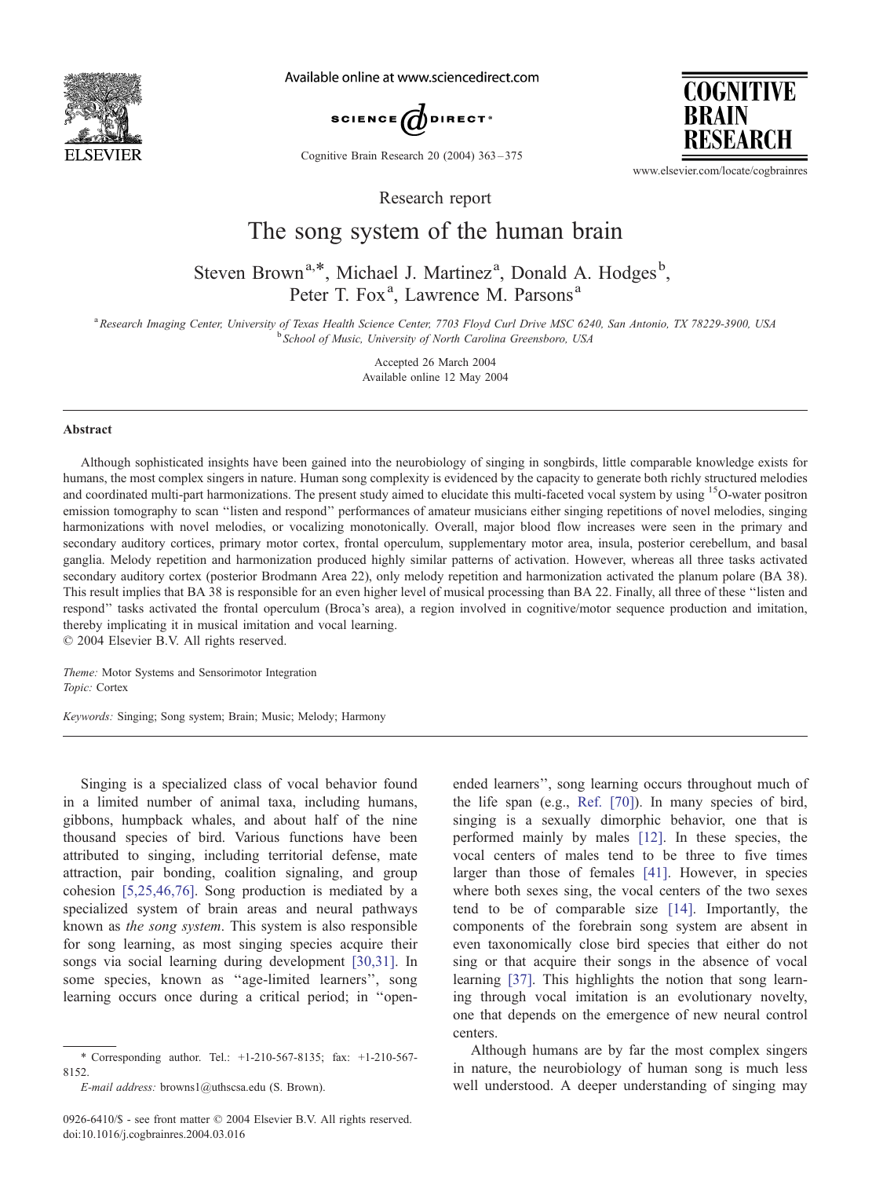Research report

# The song system of the human brain

Steven Brown[a,*], Michael J. Martinez[a], Donald A. Hodges[b], Peter T. Fox[a], Lawrence M. Parsons[a]

[a] *Research Imaging Center, University of Texas Health Science Center, 7703 Floyd Curl Drive MSC 6240, San Antonio, TX 78229-3900, USA*
[b] *School of Music, University of North Carolina Greensboro, USA*

Accepted 26 March 2004
Available online 12 May 2004

## Abstract

Although sophisticated insights have been gained into the neurobiology of singing in songbirds, little comparable knowledge exists for humans, the most complex singers in nature. Human song complexity is evidenced by the capacity to generate both richly structured melodies and coordinated multi-part harmonizations. The present study aimed to elucidate this multi-faceted vocal system by using $^{15}$O-water positron emission tomography to scan ''listen and respond'' performances of amateur musicians either singing repetitions of novel melodies, singing harmonizations with novel melodies, or vocalizing monotonically. Overall, major blood flow increases were seen in the primary and secondary auditory cortices, primary motor cortex, frontal operculum, supplementary motor area, insula, posterior cerebellum, and basal ganglia. Melody repetition and harmonization produced highly similar patterns of activation. However, whereas all three tasks activated secondary auditory cortex (posterior Brodmann Area 22), only melody repetition and harmonization activated the planum polare (BA 38). This result implies that BA 38 is responsible for an even higher level of musical processing than BA 22. Finally, all three of these ''listen and respond'' tasks activated the frontal operculum (Broca's area), a region involved in cognitive/motor sequence production and imitation, thereby implicating it in musical imitation and vocal learning.

© 2004 Elsevier B.V. All rights reserved.

*Theme:* Motor Systems and Sensorimotor Integration
*Topic:* Cortex

*Keywords:* Singing; Song system; Brain; Music; Melody; Harmony

Singing is a specialized class of vocal behavior found in a limited number of animal taxa, including humans, gibbons, humpback whales, and about half of the nine thousand species of bird. Various functions have been attributed to singing, including territorial defense, mate attraction, pair bonding, coalition signaling, and group cohesion [5,25,46,76]. Song production is mediated by a specialized system of brain areas and neural pathways known as *the song system*. This system is also responsible for song learning, as most singing species acquire their songs via social learning during development [30,31]. In some species, known as ''age-limited learners'', song learning occurs once during a critical period; in ''open-ended learners'', song learning occurs throughout much of the life span (e.g., Ref. [70]). In many species of bird, singing is a sexually dimorphic behavior, one that is performed mainly by males [12]. In these species, the vocal centers of males tend to be three to five times larger than those of females [41]. However, in species where both sexes sing, the vocal centers of the two sexes tend to be of comparable size [14]. Importantly, the components of the forebrain song system are absent in even taxonomically close bird species that either do not sing or that acquire their songs in the absence of vocal learning [37]. This highlights the notion that song learning through vocal imitation is an evolutionary novelty, one that depends on the emergence of new neural control centers.

Although humans are by far the most complex singers in nature, the neurobiology of human song is much less well understood. A deeper understanding of singing may

* Corresponding author. Tel.: +1-210-567-8135; fax: +1-210-567-8152.
*E-mail address:* browns1@uthscsa.edu (S. Brown).

0926-6410/$ - see front matter © 2004 Elsevier B.V. All rights reserved.
doi:10.1016/j.cogbrainres.2004.03.016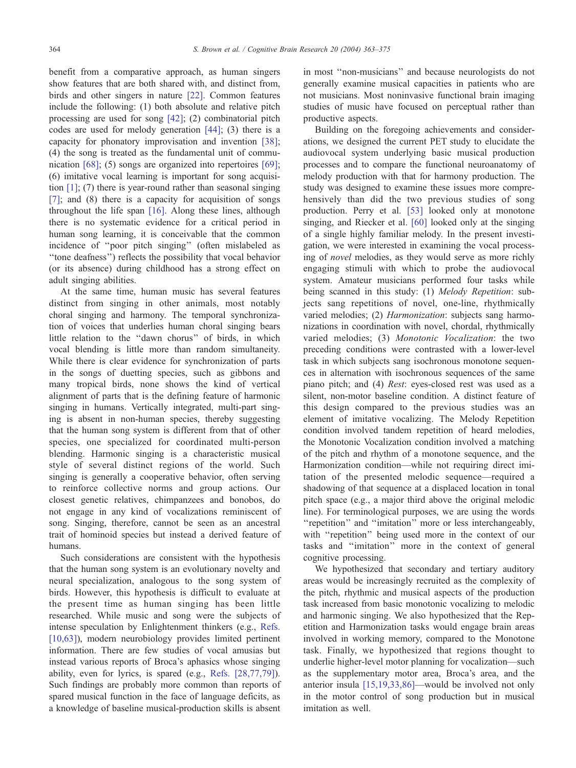benefit from a comparative approach, as human singers show features that are both shared with, and distinct from, birds and other singers in nature [22]. Common features include the following: (1) both absolute and relative pitch processing are used for song [42]; (2) combinatorial pitch codes are used for melody generation [44]; (3) there is a capacity for phonatory improvisation and invention [38]; (4) the song is treated as the fundamental unit of communication [68]; (5) songs are organized into repertoires [69]; (6) imitative vocal learning is important for song acquisition [1]; (7) there is year-round rather than seasonal singing [7]; and (8) there is a capacity for acquisition of songs throughout the life span [16]. Along these lines, although there is no systematic evidence for a critical period in human song learning, it is conceivable that the common incidence of ''poor pitch singing'' (often mislabeled as ''tone deafness'') reflects the possibility that vocal behavior (or its absence) during childhood has a strong effect on adult singing abilities.

At the same time, human music has several features distinct from singing in other animals, most notably choral singing and harmony. The temporal synchronization of voices that underlies human choral singing bears little relation to the ''dawn chorus'' of birds, in which vocal blending is little more than random simultaneity. While there is clear evidence for synchronization of parts in the songs of duetting species, such as gibbons and many tropical birds, none shows the kind of vertical alignment of parts that is the defining feature of harmonic singing in humans. Vertically integrated, multi-part singing is absent in non-human species, thereby suggesting that the human song system is different from that of other species, one specialized for coordinated multi-person blending. Harmonic singing is a characteristic musical style of several distinct regions of the world. Such singing is generally a cooperative behavior, often serving to reinforce collective norms and group actions. Our closest genetic relatives, chimpanzees and bonobos, do not engage in any kind of vocalizations reminiscent of song. Singing, therefore, cannot be seen as an ancestral trait of hominoid species but instead a derived feature of humans.

Such considerations are consistent with the hypothesis that the human song system is an evolutionary novelty and neural specialization, analogous to the song system of birds. However, this hypothesis is difficult to evaluate at the present time as human singing has been little researched. While music and song were the subjects of intense speculation by Enlightenment thinkers (e.g., Refs. [10,63]), modern neurobiology provides limited pertinent information. There are few studies of vocal amusias but instead various reports of Broca's aphasics whose singing ability, even for lyrics, is spared (e.g., Refs. [28,77,79]). Such findings are probably more common than reports of spared musical function in the face of language deficits, as a knowledge of baseline musical-production skills is absent in most ''non-musicians'' and because neurologists do not generally examine musical capacities in patients who are not musicians. Most noninvasive functional brain imaging studies of music have focused on perceptual rather than productive aspects.

Building on the foregoing achievements and considerations, we designed the current PET study to elucidate the audiovocal system underlying basic musical production processes and to compare the functional neuroanatomy of melody production with that for harmony production. The study was designed to examine these issues more comprehensively than did the two previous studies of song production. Perry et al. [53] looked only at monotone singing, and Riecker et al. [60] looked only at the singing of a single highly familiar melody. In the present investigation, we were interested in examining the vocal processing of *novel* melodies, as they would serve as more richly engaging stimuli with which to probe the audiovocal system. Amateur musicians performed four tasks while being scanned in this study: (1) *Melody Repetition*: subjects sang repetitions of novel, one-line, rhythmically varied melodies; (2) *Harmonization*: subjects sang harmonizations in coordination with novel, chordal, rhythmically varied melodies; (3) *Monotonic Vocalization*: the two preceding conditions were contrasted with a lower-level task in which subjects sang isochronous monotone sequences in alternation with isochronous sequences of the same piano pitch; and (4) *Rest*: eyes-closed rest was used as a silent, non-motor baseline condition. A distinct feature of this design compared to the previous studies was an element of imitative vocalizing. The Melody Repetition condition involved tandem repetition of heard melodies, the Monotonic Vocalization condition involved a matching of the pitch and rhythm of a monotone sequence, and the Harmonization condition—while not requiring direct imitation of the presented melodic sequence—required a shadowing of that sequence at a displaced location in tonal pitch space (e.g., a major third above the original melodic line). For terminological purposes, we are using the words ''repetition'' and ''imitation'' more or less interchangeably, with ''repetition'' being used more in the context of our tasks and ''imitation'' more in the context of general cognitive processing.

We hypothesized that secondary and tertiary auditory areas would be increasingly recruited as the complexity of the pitch, rhythmic and musical aspects of the production task increased from basic monotonic vocalizing to melodic and harmonic singing. We also hypothesized that the Repetition and Harmonization tasks would engage brain areas involved in working memory, compared to the Monotone task. Finally, we hypothesized that regions thought to underlie higher-level motor planning for vocalization—such as the supplementary motor area, Broca's area, and the anterior insula [15,19,33,86]—would be involved not only in the motor control of song production but in musical imitation as well.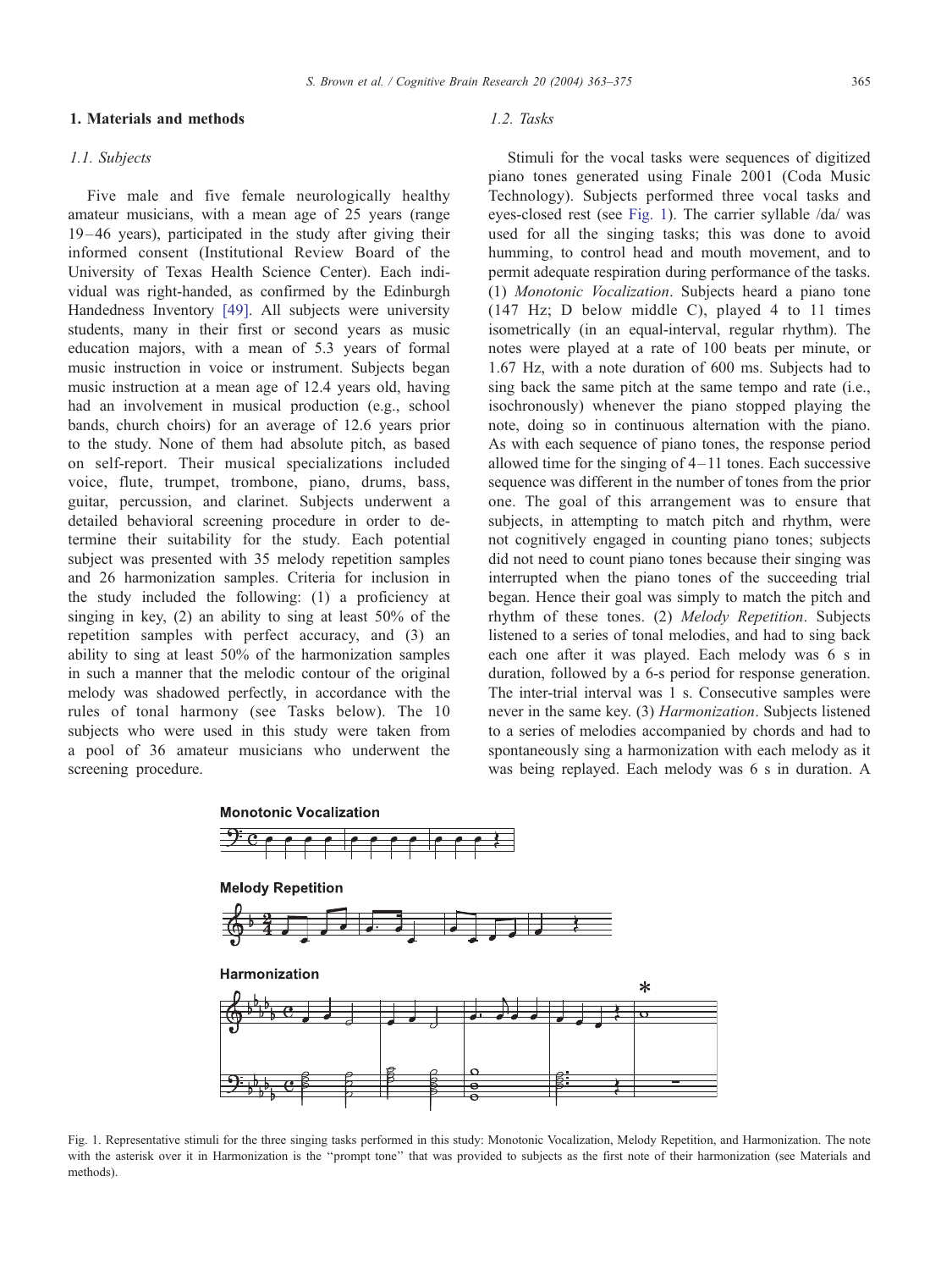## 1. Materials and methods

### 1.1. Subjects

Five male and five female neurologically healthy amateur musicians, with a mean age of 25 years (range 19–46 years), participated in the study after giving their informed consent (Institutional Review Board of the University of Texas Health Science Center). Each individual was right-handed, as confirmed by the Edinburgh Handedness Inventory [49]. All subjects were university students, many in their first or second years as music education majors, with a mean of 5.3 years of formal music instruction in voice or instrument. Subjects began music instruction at a mean age of 12.4 years old, having had an involvement in musical production (e.g., school bands, church choirs) for an average of 12.6 years prior to the study. None of them had absolute pitch, as based on self-report. Their musical specializations included voice, flute, trumpet, trombone, piano, drums, bass, guitar, percussion, and clarinet. Subjects underwent a detailed behavioral screening procedure in order to determine their suitability for the study. Each potential subject was presented with 35 melody repetition samples and 26 harmonization samples. Criteria for inclusion in the study included the following: (1) a proficiency at singing in key, (2) an ability to sing at least 50% of the repetition samples with perfect accuracy, and (3) an ability to sing at least 50% of the harmonization samples in such a manner that the melodic contour of the original melody was shadowed perfectly, in accordance with the rules of tonal harmony (see Tasks below). The 10 subjects who were used in this study were taken from a pool of 36 amateur musicians who underwent the screening procedure.

### 1.2. Tasks

Stimuli for the vocal tasks were sequences of digitized piano tones generated using Finale 2001 (Coda Music Technology). Subjects performed three vocal tasks and eyes-closed rest (see Fig. 1). The carrier syllable /da/ was used for all the singing tasks; this was done to avoid humming, to control head and mouth movement, and to permit adequate respiration during performance of the tasks. (1) *Monotonic Vocalization*. Subjects heard a piano tone (147 Hz; D below middle C), played 4 to 11 times isometrically (in an equal-interval, regular rhythm). The notes were played at a rate of 100 beats per minute, or 1.67 Hz, with a note duration of 600 ms. Subjects had to sing back the same pitch at the same tempo and rate (i.e., isochronously) whenever the piano stopped playing the note, doing so in continuous alternation with the piano. As with each sequence of piano tones, the response period allowed time for the singing of 4–11 tones. Each successive sequence was different in the number of tones from the prior one. The goal of this arrangement was to ensure that subjects, in attempting to match pitch and rhythm, were not cognitively engaged in counting piano tones; subjects did not need to count piano tones because their singing was interrupted when the piano tones of the succeeding trial began. Hence their goal was simply to match the pitch and rhythm of these tones. (2) *Melody Repetition*. Subjects listened to a series of tonal melodies, and had to sing back each one after it was played. Each melody was 6 s in duration, followed by a 6-s period for response generation. The inter-trial interval was 1 s. Consecutive samples were never in the same key. (3) *Harmonization*. Subjects listened to a series of melodies accompanied by chords and had to spontaneously sing a harmonization with each melody as it was being replayed. Each melody was 6 s in duration. A

Fig. 1. Representative stimuli for the three singing tasks performed in this study: Monotonic Vocalization, Melody Repetition, and Harmonization. The note with the asterisk over it in Harmonization is the "prompt tone" that was provided to subjects as the first note of their harmonization (see Materials and methods).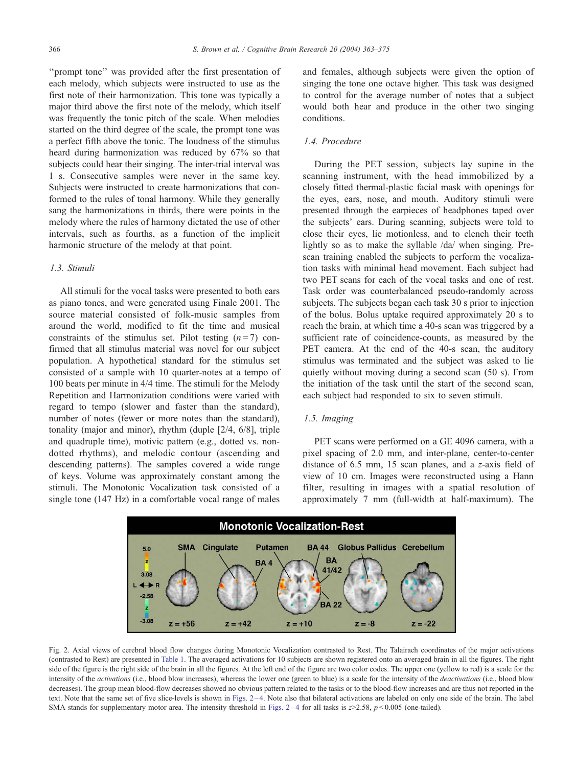"prompt tone" was provided after the first presentation of each melody, which subjects were instructed to use as the first note of their harmonization. This tone was typically a major third above the first note of the melody, which itself was frequently the tonic pitch of the scale. When melodies started on the third degree of the scale, the prompt tone was a perfect fifth above the tonic. The loudness of the stimulus heard during harmonization was reduced by 67% so that subjects could hear their singing. The inter-trial interval was 1 s. Consecutive samples were never in the same key. Subjects were instructed to create harmonizations that conformed to the rules of tonal harmony. While they generally sang the harmonizations in thirds, there were points in the melody where the rules of harmony dictated the use of other intervals, such as fourths, as a function of the implicit harmonic structure of the melody at that point.

### 1.3. Stimuli

All stimuli for the vocal tasks were presented to both ears as piano tones, and were generated using Finale 2001. The source material consisted of folk-music samples from around the world, modified to fit the time and musical constraints of the stimulus set. Pilot testing ($n=7$) confirmed that all stimulus material was novel for our subject population. A hypothetical standard for the stimulus set consisted of a sample with 10 quarter-notes at a tempo of 100 beats per minute in 4/4 time. The stimuli for the Melody Repetition and Harmonization conditions were varied with regard to tempo (slower and faster than the standard), number of notes (fewer or more notes than the standard), tonality (major and minor), rhythm (duple [2/4, 6/8], triple and quadruple time), motivic pattern (e.g., dotted vs. non-dotted rhythms), and melodic contour (ascending and descending patterns). The samples covered a wide range of keys. Volume was approximately constant among the stimuli. The Monotonic Vocalization task consisted of a single tone (147 Hz) in a comfortable vocal range of males and females, although subjects were given the option of singing the tone one octave higher. This task was designed to control for the average number of notes that a subject would both hear and produce in the other two singing conditions.

### 1.4. Procedure

During the PET session, subjects lay supine in the scanning instrument, with the head immobilized by a closely fitted thermal-plastic facial mask with openings for the eyes, ears, nose, and mouth. Auditory stimuli were presented through the earpieces of headphones taped over the subjects' ears. During scanning, subjects were told to close their eyes, lie motionless, and to clench their teeth lightly so as to make the syllable /da/ when singing. Pre-scan training enabled the subjects to perform the vocalization tasks with minimal head movement. Each subject had two PET scans for each of the vocal tasks and one of rest. Task order was counterbalanced pseudo-randomly across subjects. The subjects began each task 30 s prior to injection of the bolus. Bolus uptake required approximately 20 s to reach the brain, at which time a 40-s scan was triggered by a sufficient rate of coincidence-counts, as measured by the PET camera. At the end of the 40-s scan, the auditory stimulus was terminated and the subject was asked to lie quietly without moving during a second scan (50 s). From the initiation of the task until the start of the second scan, each subject had responded to six to seven stimuli.

### 1.5. Imaging

PET scans were performed on a GE 4096 camera, with a pixel spacing of 2.0 mm, and inter-plane, center-to-center distance of 6.5 mm, 15 scan planes, and a $z$-axis field of view of 10 cm. Images were reconstructed using a Hann filter, resulting in images with a spatial resolution of approximately 7 mm (full-width at half-maximum). The

Fig. 2. Axial views of cerebral blood flow changes during Monotonic Vocalization contrasted to Rest. The Talairach coordinates of the major activations (contrasted to Rest) are presented in Table 1. The averaged activations for 10 subjects are shown registered onto an averaged brain in all the figures. The right side of the figure is the right side of the brain in all the figures. At the left end of the figure are two color codes. The upper one (yellow to red) is a scale for the intensity of the *activations* (i.e., blood blow increases), whereas the lower one (green to blue) is a scale for the intensity of the *deactivations* (i.e., blood blow decreases). The group mean blood-flow decreases showed no obvious pattern related to the tasks or to the blood-flow increases and are thus not reported in the text. Note that the same set of five slice-levels is shown in Figs. 2–4. Note also that bilateral activations are labeled on only one side of the brain. The label SMA stands for supplementary motor area. The intensity threshold in Figs. 2–4 for all tasks is $z>2.58$, $p<0.005$ (one-tailed).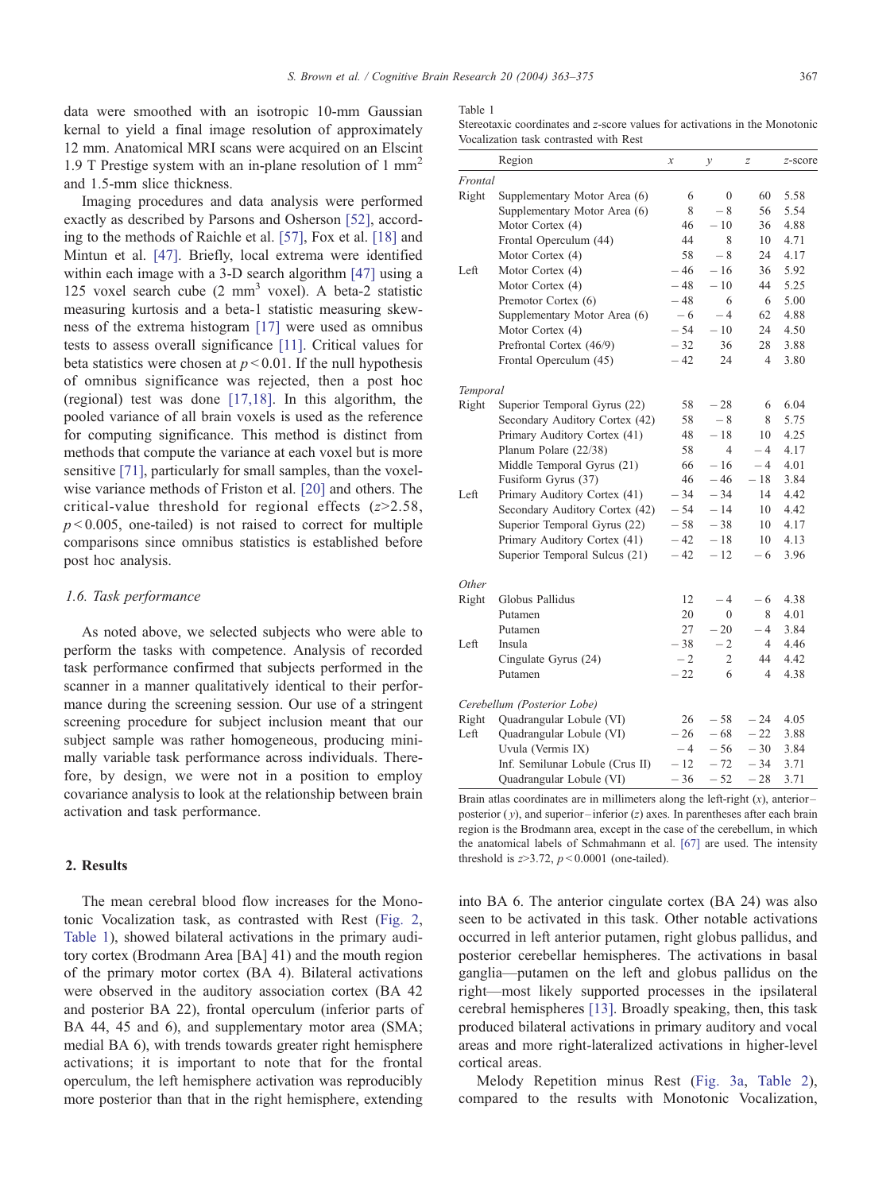data were smoothed with an isotropic 10-mm Gaussian kernal to yield a final image resolution of approximately 12 mm. Anatomical MRI scans were acquired on an Elscint 1.9 T Prestige system with an in-plane resolution of 1 $mm^2$ and 1.5-mm slice thickness.

Imaging procedures and data analysis were performed exactly as described by Parsons and Osherson [52], according to the methods of Raichle et al. [57], Fox et al. [18] and Mintun et al. [47]. Briefly, local extrema were identified within each image with a 3-D search algorithm [47] using a 125 voxel search cube (2 $mm^3$ voxel). A beta-2 statistic measuring kurtosis and a beta-1 statistic measuring skewness of the extrema histogram [17] were used as omnibus tests to assess overall significance [11]. Critical values for beta statistics were chosen at $p < 0.01$. If the null hypothesis of omnibus significance was rejected, then a post hoc (regional) test was done [17,18]. In this algorithm, the pooled variance of all brain voxels is used as the reference for computing significance. This method is distinct from methods that compute the variance at each voxel but is more sensitive [71], particularly for small samples, than the voxel-wise variance methods of Friston et al. [20] and others. The critical-value threshold for regional effects ($z > 2.58$, $p < 0.005$, one-tailed) is not raised to correct for multiple comparisons since omnibus statistics is established before post hoc analysis.

### 1.6. Task performance

As noted above, we selected subjects who were able to perform the tasks with competence. Analysis of recorded task performance confirmed that subjects performed in the scanner in a manner qualitatively identical to their performance during the screening session. Our use of a stringent screening procedure for subject inclusion meant that our subject sample was rather homogeneous, producing minimally variable task performance across individuals. Therefore, by design, we were not in a position to employ covariance analysis to look at the relationship between brain activation and task performance.

## 2. Results

The mean cerebral blood flow increases for the Monotonic Vocalization task, as contrasted with Rest (Fig. 2, Table 1), showed bilateral activations in the primary auditory cortex (Brodmann Area [BA] 41) and the mouth region of the primary motor cortex (BA 4). Bilateral activations were observed in the auditory association cortex (BA 42 and posterior BA 22), frontal operculum (inferior parts of BA 44, 45 and 6), and supplementary motor area (SMA; medial BA 6), with trends towards greater right hemisphere activations; it is important to note that for the frontal operculum, the left hemisphere activation was reproducibly more posterior than that in the right hemisphere, extending into BA 6. The anterior cingulate cortex (BA 24) was also seen to be activated in this task. Other notable activations occurred in left anterior putamen, right globus pallidus, and posterior cerebellar hemispheres. The activations in basal ganglia—putamen on the left and globus pallidus on the right—most likely supported processes in the ipsilateral cerebral hemispheres [13]. Broadly speaking, then, this task produced bilateral activations in primary auditory and vocal areas and more right-lateralized activations in higher-level cortical areas.

Melody Repetition minus Rest (Fig. 3a, Table 2), compared to the results with Monotonic Vocalization,

Table 1

Stereotaxic coordinates and z-score values for activations in the Monotonic Vocalization task contrasted with Rest

| | Region | x | y | z | z-score |
|---|---|---|---|---|---|
| *Frontal* | | | | | |
| Right | Supplementary Motor Area (6) | 6 | 0 | 60 | 5.58 |
| | Supplementary Motor Area (6) | 8 | −8 | 56 | 5.54 |
| | Motor Cortex (4) | 46 | −10 | 36 | 4.88 |
| | Frontal Operculum (44) | 44 | 8 | 10 | 4.71 |
| | Motor Cortex (4) | 58 | −8 | 24 | 4.17 |
| Left | Motor Cortex (4) | −46 | −16 | 36 | 5.92 |
| | Motor Cortex (4) | −48 | −10 | 44 | 5.25 |
| | Premotor Cortex (6) | −48 | 6 | 6 | 5.00 |
| | Supplementary Motor Area (6) | −6 | −4 | 62 | 4.88 |
| | Motor Cortex (4) | −54 | −10 | 24 | 4.50 |
| | Prefrontal Cortex (46/9) | −32 | 36 | 28 | 3.88 |
| | Frontal Operculum (45) | −42 | 24 | 4 | 3.80 |
| *Temporal* | | | | | |
| Right | Superior Temporal Gyrus (22) | 58 | −28 | 6 | 6.04 |
| | Secondary Auditory Cortex (42) | 58 | −8 | 8 | 5.75 |
| | Primary Auditory Cortex (41) | 48 | −18 | 10 | 4.25 |
| | Planum Polare (22/38) | 58 | 4 | −4 | 4.17 |
| | Middle Temporal Gyrus (21) | 66 | −16 | −4 | 4.01 |
| | Fusiform Gyrus (37) | 46 | −46 | −18 | 3.84 |
| Left | Primary Auditory Cortex (41) | −34 | −34 | 14 | 4.42 |
| | Secondary Auditory Cortex (42) | −54 | −14 | 10 | 4.42 |
| | Superior Temporal Gyrus (22) | −58 | −38 | 10 | 4.17 |
| | Primary Auditory Cortex (41) | −42 | −18 | 10 | 4.13 |
| | Superior Temporal Sulcus (21) | −42 | −12 | −6 | 3.96 |
| *Other* | | | | | |
| Right | Globus Pallidus | 12 | −4 | −6 | 4.38 |
| | Putamen | 20 | 0 | 8 | 4.01 |
| | Putamen | 27 | −20 | −4 | 3.84 |
| Left | Insula | −38 | −2 | 4 | 4.46 |
| | Cingulate Gyrus (24) | −2 | 2 | 44 | 4.42 |
| | Putamen | −22 | 6 | 4 | 4.38 |
| *Cerebellum (Posterior Lobe)* | | | | | |
| Right | Quadrangular Lobule (VI) | 26 | −58 | −24 | 4.05 |
| Left | Quadrangular Lobule (VI) | −26 | −68 | −22 | 3.88 |
| | Uvula (Vermis IX) | −4 | −56 | −30 | 3.84 |
| | Inf. Semilunar Lobule (Crus II) | −12 | −72 | −34 | 3.71 |
| | Quadrangular Lobule (VI) | −36 | −52 | −28 | 3.71 |

Brain atlas coordinates are in millimeters along the left-right (x), anterior–posterior (y), and superior–inferior (z) axes. In parentheses after each brain region is the Brodmann area, except in the case of the cerebellum, in which the anatomical labels of Schmahmann et al. [67] are used. The intensity threshold is $z > 3.72$, $p < 0.0001$ (one-tailed).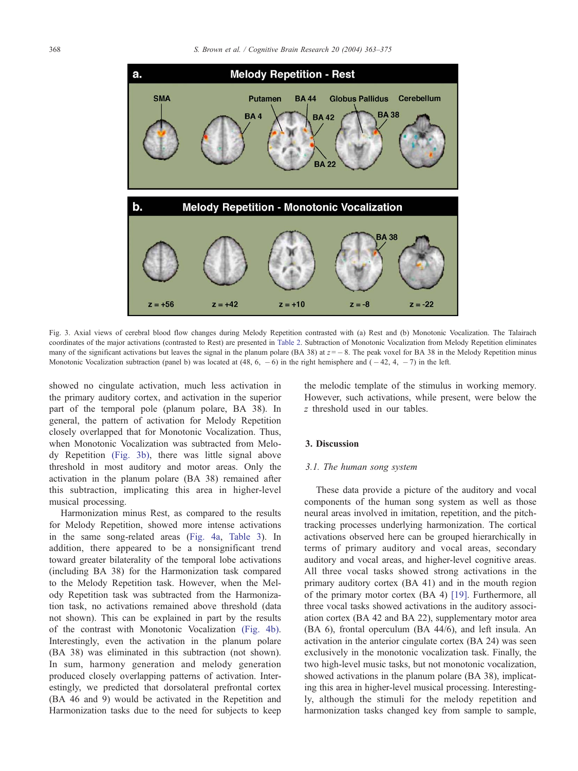Fig. 3. Axial views of cerebral blood flow changes during Melody Repetition contrasted with (a) Rest and (b) Monotonic Vocalization. The Talairach coordinates of the major activations (contrasted to Rest) are presented in Table 2. Subtraction of Monotonic Vocalization from Melody Repetition eliminates many of the significant activations but leaves the signal in the planum polare (BA 38) at $z = -8$. The peak voxel for BA 38 in the Melody Repetition minus Monotonic Vocalization subtraction (panel b) was located at (48, 6, $-6$) in the right hemisphere and ($-42$, 4, $-7$) in the left.

showed no cingulate activation, much less activation in the primary auditory cortex, and activation in the superior part of the temporal pole (planum polare, BA 38). In general, the pattern of activation for Melody Repetition closely overlapped that for Monotonic Vocalization. Thus, when Monotonic Vocalization was subtracted from Melody Repetition (Fig. 3b), there was little signal above threshold in most auditory and motor areas. Only the activation in the planum polare (BA 38) remained after this subtraction, implicating this area in higher-level musical processing.

Harmonization minus Rest, as compared to the results for Melody Repetition, showed more intense activations in the same song-related areas (Fig. 4a, Table 3). In addition, there appeared to be a nonsignificant trend toward greater bilaterality of the temporal lobe activations (including BA 38) for the Harmonization task compared to the Melody Repetition task. However, when the Melody Repetition task was subtracted from the Harmonization task, no activations remained above threshold (data not shown). This can be explained in part by the results of the contrast with Monotonic Vocalization (Fig. 4b). Interestingly, even the activation in the planum polare (BA 38) was eliminated in this subtraction (not shown). In sum, harmony generation and melody generation produced closely overlapping patterns of activation. Interestingly, we predicted that dorsolateral prefrontal cortex (BA 46 and 9) would be activated in the Repetition and Harmonization tasks due to the need for subjects to keep the melodic template of the stimulus in working memory. However, such activations, while present, were below the $z$ threshold used in our tables.

## 3. Discussion

### *3.1. The human song system*

These data provide a picture of the auditory and vocal components of the human song system as well as those neural areas involved in imitation, repetition, and the pitch-tracking processes underlying harmonization. The cortical activations observed here can be grouped hierarchically in terms of primary auditory and vocal areas, secondary auditory and vocal areas, and higher-level cognitive areas. All three vocal tasks showed strong activations in the primary auditory cortex (BA 41) and in the mouth region of the primary motor cortex (BA 4) [19]. Furthermore, all three vocal tasks showed activations in the auditory association cortex (BA 42 and BA 22), supplementary motor area (BA 6), frontal operculum (BA 44/6), and left insula. An activation in the anterior cingulate cortex (BA 24) was seen exclusively in the monotonic vocalization task. Finally, the two high-level music tasks, but not monotonic vocalization, showed activations in the planum polare (BA 38), implicating this area in higher-level musical processing. Interestingly, although the stimuli for the melody repetition and harmonization tasks changed key from sample to sample,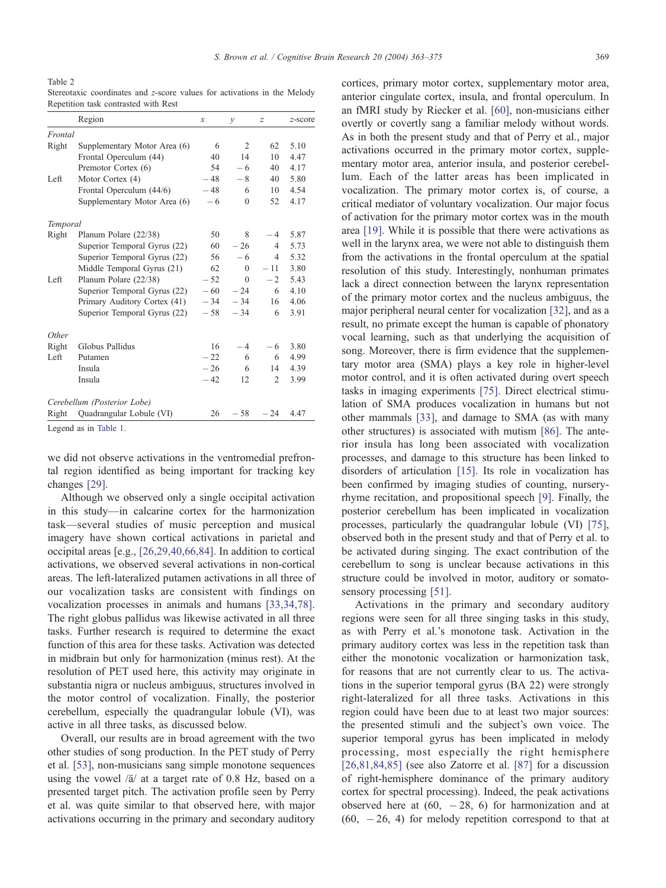Table 2
Stereotaxic coordinates and z-score values for activations in the Melody Repetition task contrasted with Rest

| | Region | x | y | z | z-score |
|---|---|---|---|---|---|
| *Frontal* | | | | | |
| Right | Supplementary Motor Area (6) | 6 | 2 | 62 | 5.10 |
| | Frontal Operculum (44) | 40 | 14 | 10 | 4.47 |
| | Premotor Cortex (6) | 54 | −6 | 40 | 4.17 |
| Left | Motor Cortex (4) | −48 | −8 | 40 | 5.80 |
| | Frontal Operculum (44/6) | −48 | 6 | 10 | 4.54 |
| | Supplementary Motor Area (6) | −6 | 0 | 52 | 4.17 |
| *Temporal* | | | | | |
| Right | Planum Polare (22/38) | 50 | 8 | −4 | 5.87 |
| | Superior Temporal Gyrus (22) | 60 | −26 | 4 | 5.73 |
| | Superior Temporal Gyrus (22) | 56 | −6 | 4 | 5.32 |
| | Middle Temporal Gyrus (21) | 62 | 0 | −11 | 3.80 |
| Left | Planum Polare (22/38) | −52 | 0 | −2 | 5.43 |
| | Superior Temporal Gyrus (22) | −60 | −24 | 6 | 4.10 |
| | Primary Auditory Cortex (41) | −34 | −34 | 16 | 4.06 |
| | Superior Temporal Gyrus (22) | −58 | −34 | 6 | 3.91 |
| *Other* | | | | | |
| Right | Globus Pallidus | 16 | −4 | −6 | 3.80 |
| Left | Putamen | −22 | 6 | 6 | 4.99 |
| | Insula | −26 | 6 | 14 | 4.39 |
| | Insula | −42 | 12 | 2 | 3.99 |
| *Cerebellum (Posterior Lobe)* | | | | | |
| Right | Quadrangular Lobule (VI) | 26 | −58 | −24 | 4.47 |

Legend as in Table 1.

we did not observe activations in the ventromedial prefrontal region identified as being important for tracking key changes [29].

Although we observed only a single occipital activation in this study—in calcarine cortex for the harmonization task—several studies of music perception and musical imagery have shown cortical activations in parietal and occipital areas [e.g., [26,29,40,66,84]. In addition to cortical activations, we observed several activations in non-cortical areas. The left-lateralized putamen activations in all three of our vocalization tasks are consistent with findings on vocalization processes in animals and humans [33,34,78]. The right globus pallidus was likewise activated in all three tasks. Further research is required to determine the exact function of this area for these tasks. Activation was detected in midbrain but only for harmonization (minus rest). At the resolution of PET used here, this activity may originate in substantia nigra or nucleus ambiguus, structures involved in the motor control of vocalization. Finally, the posterior cerebellum, especially the quadrangular lobule (VI), was active in all three tasks, as discussed below.

Overall, our results are in broad agreement with the two other studies of song production. In the PET study of Perry et al. [53], non-musicians sang simple monotone sequences using the vowel /ä/ at a target rate of 0.8 Hz, based on a presented target pitch. The activation profile seen by Perry et al. was quite similar to that observed here, with major activations occurring in the primary and secondary auditory cortices, primary motor cortex, supplementary motor area, anterior cingulate cortex, insula, and frontal operculum. In an fMRI study by Riecker et al. [60], non-musicians either overtly or covertly sang a familiar melody without words. As in both the present study and that of Perry et al., major activations occurred in the primary motor cortex, supplementary motor area, anterior insula, and posterior cerebellum. Each of the latter areas has been implicated in vocalization. The primary motor cortex is, of course, a critical mediator of voluntary vocalization. Our major focus of activation for the primary motor cortex was in the mouth area [19]. While it is possible that there were activations as well in the larynx area, we were not able to distinguish them from the activations in the frontal operculum at the spatial resolution of this study. Interestingly, nonhuman primates lack a direct connection between the larynx representation of the primary motor cortex and the nucleus ambiguus, the major peripheral neural center for vocalization [32], and as a result, no primate except the human is capable of phonatory vocal learning, such as that underlying the acquisition of song. Moreover, there is firm evidence that the supplementary motor area (SMA) plays a key role in higher-level motor control, and it is often activated during overt speech tasks in imaging experiments [75]. Direct electrical stimulation of SMA produces vocalization in humans but not other mammals [33], and damage to SMA (as with many other structures) is associated with mutism [86]. The anterior insula has long been associated with vocalization processes, and damage to this structure has been linked to disorders of articulation [15]. Its role in vocalization has been confirmed by imaging studies of counting, nursery-rhyme recitation, and propositional speech [9]. Finally, the posterior cerebellum has been implicated in vocalization processes, particularly the quadrangular lobule (VI) [75], observed both in the present study and that of Perry et al. to be activated during singing. The exact contribution of the cerebellum to song is unclear because activations in this structure could be involved in motor, auditory or somatosensory processing [51].

Activations in the primary and secondary auditory regions were seen for all three singing tasks in this study, as with Perry et al.'s monotone task. Activation in the primary auditory cortex was less in the repetition task than either the monotonic vocalization or harmonization task, for reasons that are not currently clear to us. The activations in the superior temporal gyrus (BA 22) were strongly right-lateralized for all three tasks. Activations in this region could have been due to at least two major sources: the presented stimuli and the subject's own voice. The superior temporal gyrus has been implicated in melody processing, most especially the right hemisphere [26,81,84,85] (see also Zatorre et al. [87] for a discussion of right-hemisphere dominance of the primary auditory cortex for spectral processing). Indeed, the peak activations observed here at (60, −28, 6) for harmonization and at (60, −26, 4) for melody repetition correspond to that at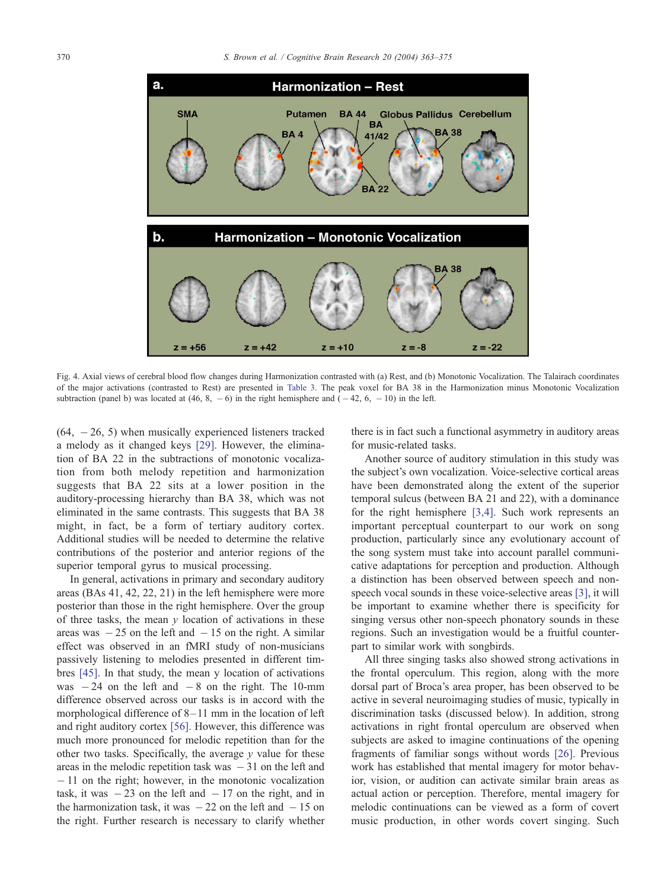Fig. 4. Axial views of cerebral blood flow changes during Harmonization contrasted with (a) Rest, and (b) Monotonic Vocalization. The Talairach coordinates of the major activations (contrasted to Rest) are presented in Table 3. The peak voxel for BA 38 in the Harmonization minus Monotonic Vocalization subtraction (panel b) was located at (46, 8, − 6) in the right hemisphere and (− 42, 6, − 10) in the left.

(64, − 26, 5) when musically experienced listeners tracked a melody as it changed keys [29]. However, the elimination of BA 22 in the subtractions of monotonic vocalization from both melody repetition and harmonization suggests that BA 22 sits at a lower position in the auditory-processing hierarchy than BA 38, which was not eliminated in the same contrasts. This suggests that BA 38 might, in fact, be a form of tertiary auditory cortex. Additional studies will be needed to determine the relative contributions of the posterior and anterior regions of the superior temporal gyrus to musical processing.

In general, activations in primary and secondary auditory areas (BAs 41, 42, 22, 21) in the left hemisphere were more posterior than those in the right hemisphere. Over the group of three tasks, the mean $y$ location of activations in these areas was − 25 on the left and − 15 on the right. A similar effect was observed in an fMRI study of non-musicians passively listening to melodies presented in different timbres [45]. In that study, the mean y location of activations was − 24 on the left and − 8 on the right. The 10-mm difference observed across our tasks is in accord with the morphological difference of 8–11 mm in the location of left and right auditory cortex [56]. However, this difference was much more pronounced for melodic repetition than for the other two tasks. Specifically, the average $y$ value for these areas in the melodic repetition task was − 31 on the left and − 11 on the right; however, in the monotonic vocalization task, it was − 23 on the left and − 17 on the right, and in the harmonization task, it was − 22 on the left and − 15 on the right. Further research is necessary to clarify whether there is in fact such a functional asymmetry in auditory areas for music-related tasks.

Another source of auditory stimulation in this study was the subject's own vocalization. Voice-selective cortical areas have been demonstrated along the extent of the superior temporal sulcus (between BA 21 and 22), with a dominance for the right hemisphere [3,4]. Such work represents an important perceptual counterpart to our work on song production, particularly since any evolutionary account of the song system must take into account parallel communicative adaptations for perception and production. Although a distinction has been observed between speech and non-speech vocal sounds in these voice-selective areas [3], it will be important to examine whether there is specificity for singing versus other non-speech phonatory sounds in these regions. Such an investigation would be a fruitful counterpart to similar work with songbirds.

All three singing tasks also showed strong activations in the frontal operculum. This region, along with the more dorsal part of Broca's area proper, has been observed to be active in several neuroimaging studies of music, typically in discrimination tasks (discussed below). In addition, strong activations in right frontal operculum are observed when subjects are asked to imagine continuations of the opening fragments of familiar songs without words [26]. Previous work has established that mental imagery for motor behavior, vision, or audition can activate similar brain areas as actual action or perception. Therefore, mental imagery for melodic continuations can be viewed as a form of covert music production, in other words covert singing. Such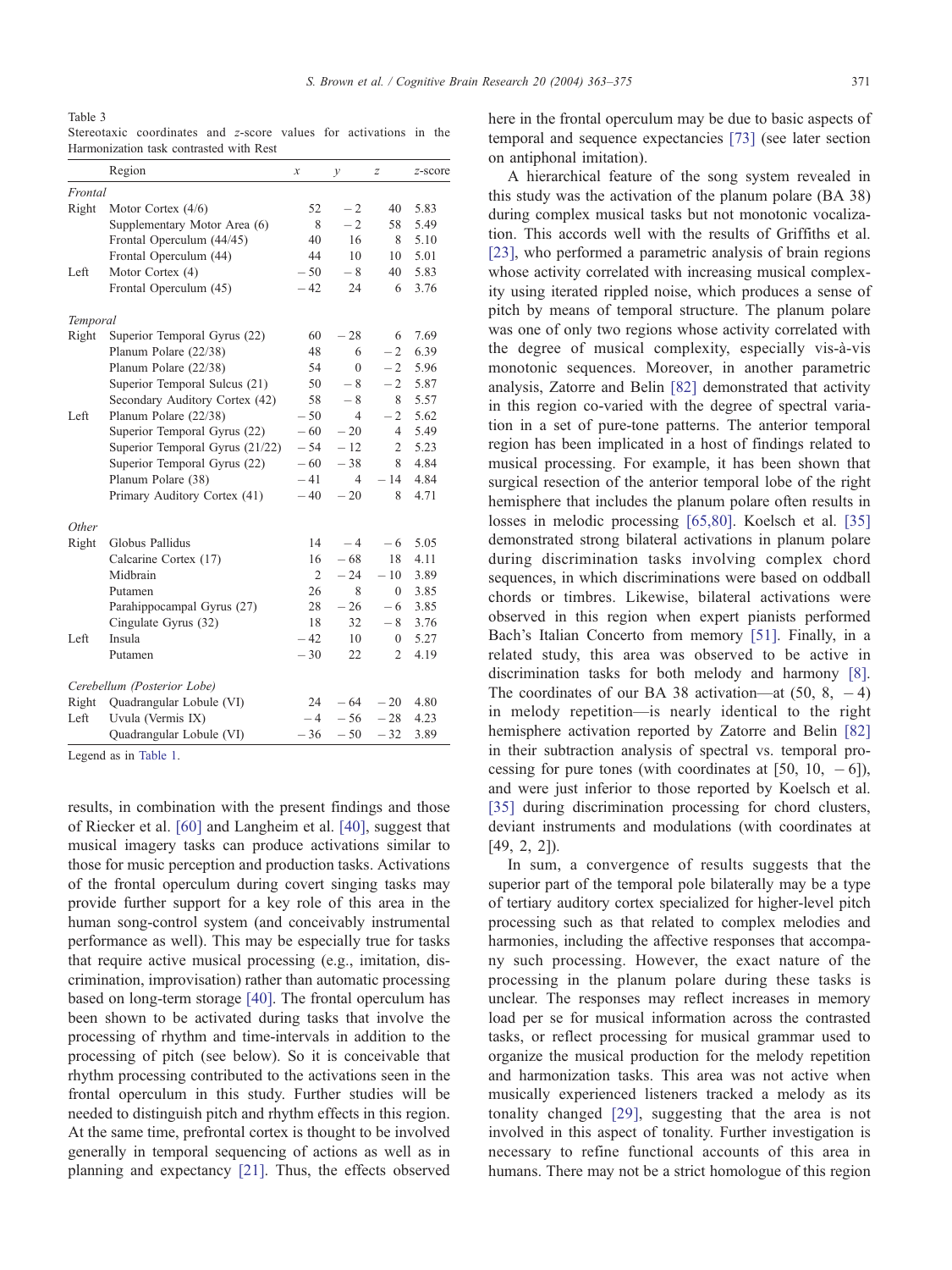Table 3
Stereotaxic coordinates and z-score values for activations in the Harmonization task contrasted with Rest

| | Region | x | y | z | z-score |
|---|---|---|---|---|---|
| *Frontal* | | | | | |
| Right | Motor Cortex (4/6) | 52 | −2 | 40 | 5.83 |
| | Supplementary Motor Area (6) | 8 | −2 | 58 | 5.49 |
| | Frontal Operculum (44/45) | 40 | 16 | 8 | 5.10 |
| | Frontal Operculum (44) | 44 | 10 | 10 | 5.01 |
| Left | Motor Cortex (4) | −50 | −8 | 40 | 5.83 |
| | Frontal Operculum (45) | −42 | 24 | 6 | 3.76 |
| *Temporal* | | | | | |
| Right | Superior Temporal Gyrus (22) | 60 | −28 | 6 | 7.69 |
| | Planum Polare (22/38) | 48 | 6 | −2 | 6.39 |
| | Planum Polare (22/38) | 54 | 0 | −2 | 5.96 |
| | Superior Temporal Sulcus (21) | 50 | −8 | −2 | 5.87 |
| | Secondary Auditory Cortex (42) | 58 | −8 | 8 | 5.57 |
| Left | Planum Polare (22/38) | −50 | 4 | −2 | 5.62 |
| | Superior Temporal Gyrus (22) | −60 | −20 | 4 | 5.49 |
| | Superior Temporal Gyrus (21/22) | −54 | −12 | 2 | 5.23 |
| | Superior Temporal Gyrus (22) | −60 | −38 | 8 | 4.84 |
| | Planum Polare (38) | −41 | 4 | −14 | 4.84 |
| | Primary Auditory Cortex (41) | −40 | −20 | 8 | 4.71 |
| *Other* | | | | | |
| Right | Globus Pallidus | 14 | −4 | −6 | 5.05 |
| | Calcarine Cortex (17) | 16 | −68 | 18 | 4.11 |
| | Midbrain | 2 | −24 | −10 | 3.89 |
| | Putamen | 26 | 8 | 0 | 3.85 |
| | Parahippocampal Gyrus (27) | 28 | −26 | −6 | 3.85 |
| | Cingulate Gyrus (32) | 18 | 32 | −8 | 3.76 |
| Left | Insula | −42 | 10 | 0 | 5.27 |
| | Putamen | −30 | 22 | 2 | 4.19 |
| *Cerebellum (Posterior Lobe)* | | | | | |
| Right | Quadrangular Lobule (VI) | 24 | −64 | −20 | 4.80 |
| Left | Uvula (Vermis IX) | −4 | −56 | −28 | 4.23 |
| | Quadrangular Lobule (VI) | −36 | −50 | −32 | 3.89 |

Legend as in Table 1.

results, in combination with the present findings and those of Riecker et al. [60] and Langheim et al. [40], suggest that musical imagery tasks can produce activations similar to those for music perception and production tasks. Activations of the frontal operculum during covert singing tasks may provide further support for a key role of this area in the human song-control system (and conceivably instrumental performance as well). This may be especially true for tasks that require active musical processing (e.g., imitation, discrimination, improvisation) rather than automatic processing based on long-term storage [40]. The frontal operculum has been shown to be activated during tasks that involve the processing of rhythm and time-intervals in addition to the processing of pitch (see below). So it is conceivable that rhythm processing contributed to the activations seen in the frontal operculum in this study. Further studies will be needed to distinguish pitch and rhythm effects in this region. At the same time, prefrontal cortex is thought to be involved generally in temporal sequencing of actions as well as in planning and expectancy [21]. Thus, the effects observed here in the frontal operculum may be due to basic aspects of temporal and sequence expectancies [73] (see later section on antiphonal imitation).

A hierarchical feature of the song system revealed in this study was the activation of the planum polare (BA 38) during complex musical tasks but not monotonic vocalization. This accords well with the results of Griffiths et al. [23], who performed a parametric analysis of brain regions whose activity correlated with increasing musical complexity using iterated rippled noise, which produces a sense of pitch by means of temporal structure. The planum polare was one of only two regions whose activity correlated with the degree of musical complexity, especially vis-à-vis monotonic sequences. Moreover, in another parametric analysis, Zatorre and Belin [82] demonstrated that activity in this region co-varied with the degree of spectral variation in a set of pure-tone patterns. The anterior temporal region has been implicated in a host of findings related to musical processing. For example, it has been shown that surgical resection of the anterior temporal lobe of the right hemisphere that includes the planum polare often results in losses in melodic processing [65,80]. Koelsch et al. [35] demonstrated strong bilateral activations in planum polare during discrimination tasks involving complex chord sequences, in which discriminations were based on oddball chords or timbres. Likewise, bilateral activations were observed in this region when expert pianists performed Bach's Italian Concerto from memory [51]. Finally, in a related study, this area was observed to be active in discrimination tasks for both melody and harmony [8]. The coordinates of our BA 38 activation—at (50, 8, −4) in melody repetition—is nearly identical to the right hemisphere activation reported by Zatorre and Belin [82] in their subtraction analysis of spectral vs. temporal processing for pure tones (with coordinates at [50, 10, −6]), and were just inferior to those reported by Koelsch et al. [35] during discrimination processing for chord clusters, deviant instruments and modulations (with coordinates at [49, 2, 2]).

In sum, a convergence of results suggests that the superior part of the temporal pole bilaterally may be a type of tertiary auditory cortex specialized for higher-level pitch processing such as that related to complex melodies and harmonies, including the affective responses that accompany such processing. However, the exact nature of the processing in the planum polare during these tasks is unclear. The responses may reflect increases in memory load per se for musical information across the contrasted tasks, or reflect processing for musical grammar used to organize the musical production for the melody repetition and harmonization tasks. This area was not active when musically experienced listeners tracked a melody as its tonality changed [29], suggesting that the area is not involved in this aspect of tonality. Further investigation is necessary to refine functional accounts of this area in humans. There may not be a strict homologue of this region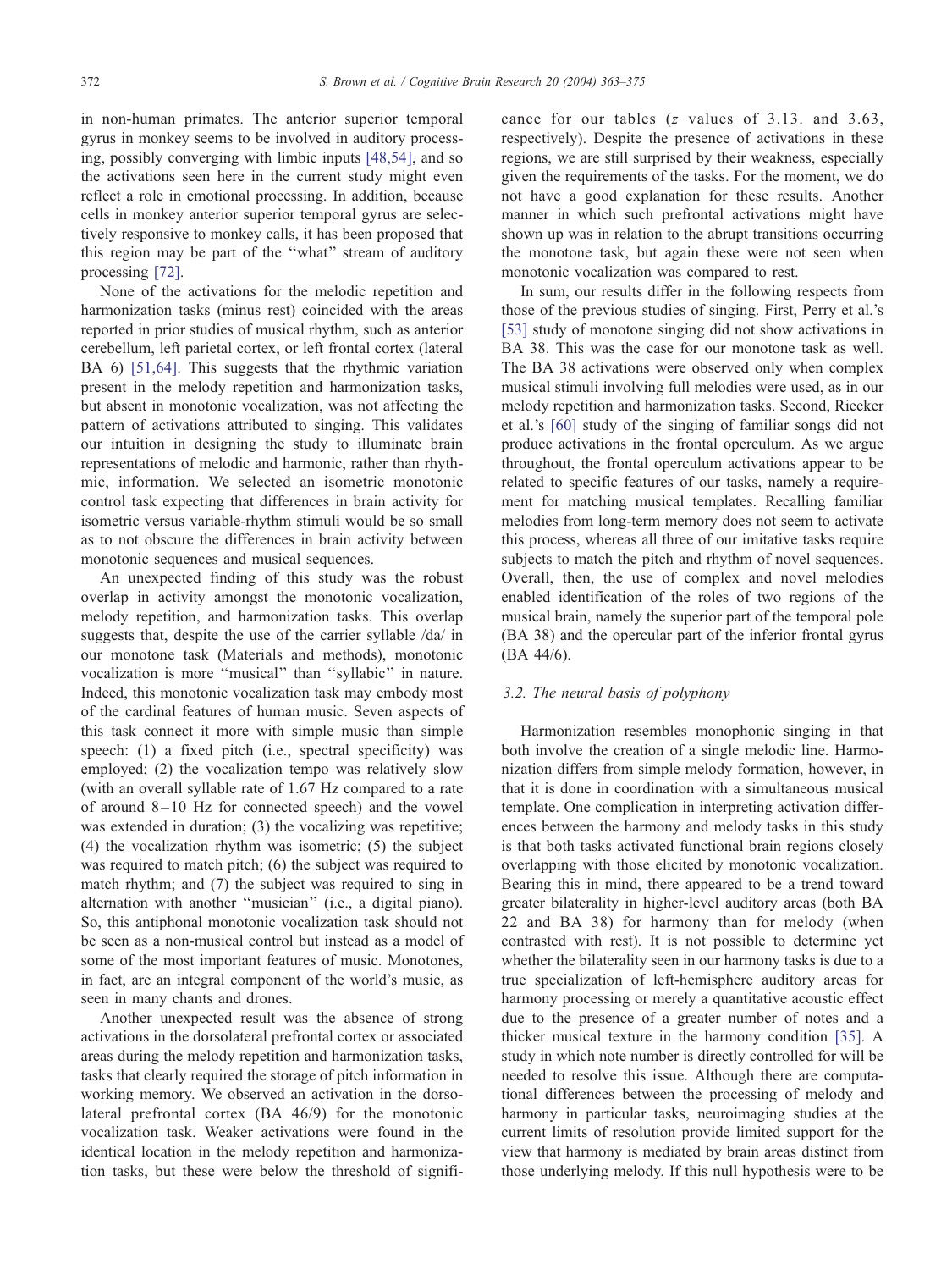in non-human primates. The anterior superior temporal gyrus in monkey seems to be involved in auditory processing, possibly converging with limbic inputs [48,54], and so the activations seen here in the current study might even reflect a role in emotional processing. In addition, because cells in monkey anterior superior temporal gyrus are selectively responsive to monkey calls, it has been proposed that this region may be part of the ''what'' stream of auditory processing [72].

None of the activations for the melodic repetition and harmonization tasks (minus rest) coincided with the areas reported in prior studies of musical rhythm, such as anterior cerebellum, left parietal cortex, or left frontal cortex (lateral BA 6) [51,64]. This suggests that the rhythmic variation present in the melody repetition and harmonization tasks, but absent in monotonic vocalization, was not affecting the pattern of activations attributed to singing. This validates our intuition in designing the study to illuminate brain representations of melodic and harmonic, rather than rhythmic, information. We selected an isometric monotonic control task expecting that differences in brain activity for isometric versus variable-rhythm stimuli would be so small as to not obscure the differences in brain activity between monotonic sequences and musical sequences.

An unexpected finding of this study was the robust overlap in activity amongst the monotonic vocalization, melody repetition, and harmonization tasks. This overlap suggests that, despite the use of the carrier syllable /da/ in our monotone task (Materials and methods), monotonic vocalization is more ''musical'' than ''syllabic'' in nature. Indeed, this monotonic vocalization task may embody most of the cardinal features of human music. Seven aspects of this task connect it more with simple music than simple speech: (1) a fixed pitch (i.e., spectral specificity) was employed; (2) the vocalization tempo was relatively slow (with an overall syllable rate of 1.67 Hz compared to a rate of around 8–10 Hz for connected speech) and the vowel was extended in duration; (3) the vocalizing was repetitive; (4) the vocalization rhythm was isometric; (5) the subject was required to match pitch; (6) the subject was required to match rhythm; and (7) the subject was required to sing in alternation with another ''musician'' (i.e., a digital piano). So, this antiphonal monotonic vocalization task should not be seen as a non-musical control but instead as a model of some of the most important features of music. Monotones, in fact, are an integral component of the world's music, as seen in many chants and drones.

Another unexpected result was the absence of strong activations in the dorsolateral prefrontal cortex or associated areas during the melody repetition and harmonization tasks, tasks that clearly required the storage of pitch information in working memory. We observed an activation in the dorsolateral prefrontal cortex (BA 46/9) for the monotonic vocalization task. Weaker activations were found in the identical location in the melody repetition and harmonization tasks, but these were below the threshold of significance for our tables ($z$ values of 3.13. and 3.63, respectively). Despite the presence of activations in these regions, we are still surprised by their weakness, especially given the requirements of the tasks. For the moment, we do not have a good explanation for these results. Another manner in which such prefrontal activations might have shown up was in relation to the abrupt transitions occurring the monotone task, but again these were not seen when monotonic vocalization was compared to rest.

In sum, our results differ in the following respects from those of the previous studies of singing. First, Perry et al.'s [53] study of monotone singing did not show activations in BA 38. This was the case for our monotone task as well. The BA 38 activations were observed only when complex musical stimuli involving full melodies were used, as in our melody repetition and harmonization tasks. Second, Riecker et al.'s [60] study of the singing of familiar songs did not produce activations in the frontal operculum. As we argue throughout, the frontal operculum activations appear to be related to specific features of our tasks, namely a requirement for matching musical templates. Recalling familiar melodies from long-term memory does not seem to activate this process, whereas all three of our imitative tasks require subjects to match the pitch and rhythm of novel sequences. Overall, then, the use of complex and novel melodies enabled identification of the roles of two regions of the musical brain, namely the superior part of the temporal pole (BA 38) and the opercular part of the inferior frontal gyrus (BA 44/6).

### 3.2. The neural basis of polyphony

Harmonization resembles monophonic singing in that both involve the creation of a single melodic line. Harmonization differs from simple melody formation, however, in that it is done in coordination with a simultaneous musical template. One complication in interpreting activation differences between the harmony and melody tasks in this study is that both tasks activated functional brain regions closely overlapping with those elicited by monotonic vocalization. Bearing this in mind, there appeared to be a trend toward greater bilaterality in higher-level auditory areas (both BA 22 and BA 38) for harmony than for melody (when contrasted with rest). It is not possible to determine yet whether the bilaterality seen in our harmony tasks is due to a true specialization of left-hemisphere auditory areas for harmony processing or merely a quantitative acoustic effect due to the presence of a greater number of notes and a thicker musical texture in the harmony condition [35]. A study in which note number is directly controlled for will be needed to resolve this issue. Although there are computational differences between the processing of melody and harmony in particular tasks, neuroimaging studies at the current limits of resolution provide limited support for the view that harmony is mediated by brain areas distinct from those underlying melody. If this null hypothesis were to be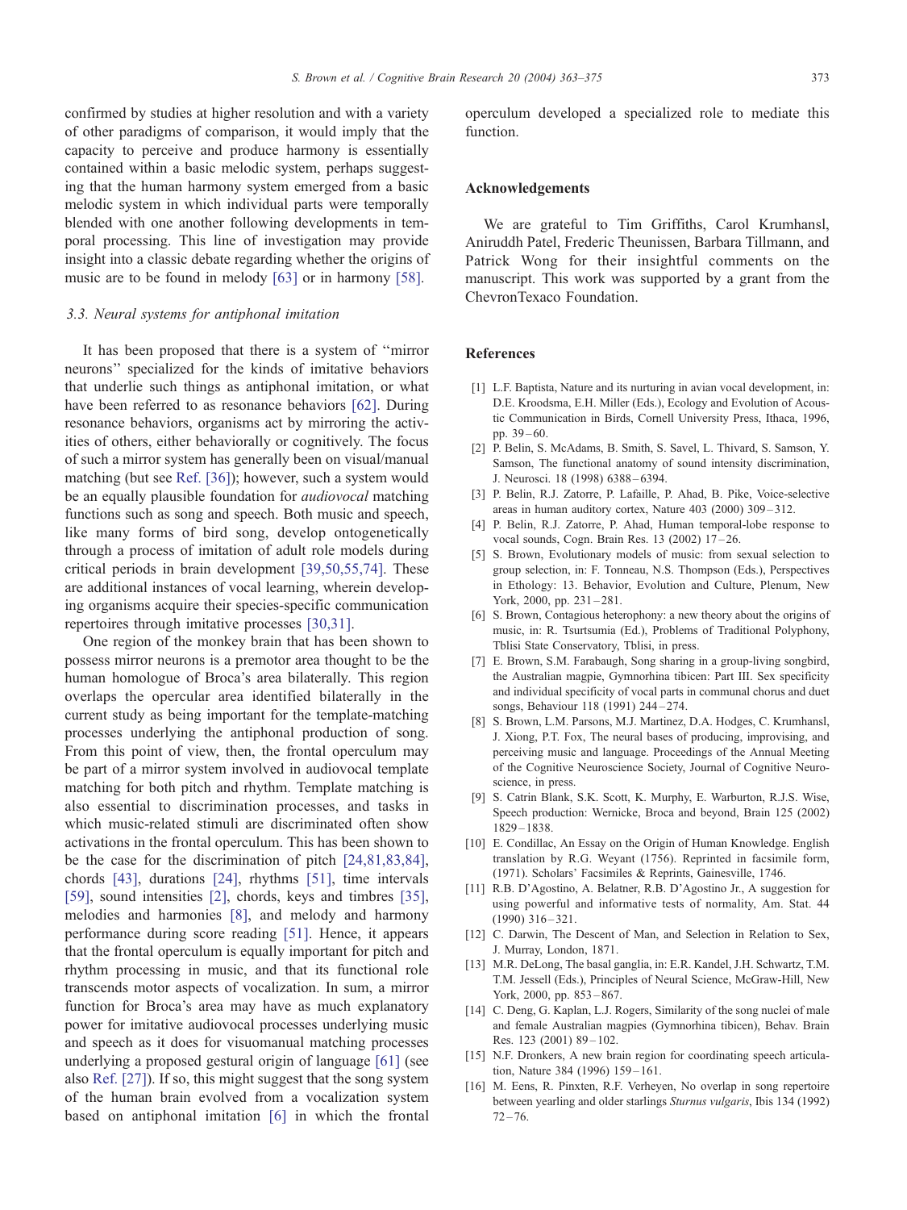confirmed by studies at higher resolution and with a variety of other paradigms of comparison, it would imply that the capacity to perceive and produce harmony is essentially contained within a basic melodic system, perhaps suggesting that the human harmony system emerged from a basic melodic system in which individual parts were temporally blended with one another following developments in temporal processing. This line of investigation may provide insight into a classic debate regarding whether the origins of music are to be found in melody [63] or in harmony [58].

### 3.3. Neural systems for antiphonal imitation

It has been proposed that there is a system of "mirror neurons" specialized for the kinds of imitative behaviors that underlie such things as antiphonal imitation, or what have been referred to as resonance behaviors [62]. During resonance behaviors, organisms act by mirroring the activities of others, either behaviorally or cognitively. The focus of such a mirror system has generally been on visual/manual matching (but see Ref. [36]); however, such a system would be an equally plausible foundation for *audiovocal* matching functions such as song and speech. Both music and speech, like many forms of bird song, develop ontogenetically through a process of imitation of adult role models during critical periods in brain development [39,50,55,74]. These are additional instances of vocal learning, wherein developing organisms acquire their species-specific communication repertoires through imitative processes [30,31].

One region of the monkey brain that has been shown to possess mirror neurons is a premotor area thought to be the human homologue of Broca's area bilaterally. This region overlaps the opercular area identified bilaterally in the current study as being important for the template-matching processes underlying the antiphonal production of song. From this point of view, then, the frontal operculum may be part of a mirror system involved in audiovocal template matching for both pitch and rhythm. Template matching is also essential to discrimination processes, and tasks in which music-related stimuli are discriminated often show activations in the frontal operculum. This has been shown to be the case for the discrimination of pitch [24,81,83,84], chords [43], durations [24], rhythms [51], time intervals [59], sound intensities [2], chords, keys and timbres [35], melodies and harmonies [8], and melody and harmony performance during score reading [51]. Hence, it appears that the frontal operculum is equally important for pitch and rhythm processing in music, and that its functional role transcends motor aspects of vocalization. In sum, a mirror function for Broca's area may have as much explanatory power for imitative audiovocal processes underlying music and speech as it does for visuomanual matching processes underlying a proposed gestural origin of language [61] (see also Ref. [27]). If so, this might suggest that the song system of the human brain evolved from a vocalization system based on antiphonal imitation [6] in which the frontal operculum developed a specialized role to mediate this function.

## Acknowledgements

We are grateful to Tim Griffiths, Carol Krumhansl, Aniruddh Patel, Frederic Theunissen, Barbara Tillmann, and Patrick Wong for their insightful comments on the manuscript. This work was supported by a grant from the ChevronTexaco Foundation.

## References

[1] L.F. Baptista, Nature and its nurturing in avian vocal development, in: D.E. Kroodsma, E.H. Miller (Eds.), Ecology and Evolution of Acoustic Communication in Birds, Cornell University Press, Ithaca, 1996, pp. 39–60.

[2] P. Belin, S. McAdams, B. Smith, S. Savel, L. Thivard, S. Samson, Y. Samson, The functional anatomy of sound intensity discrimination, J. Neurosci. 18 (1998) 6388–6394.

[3] P. Belin, R.J. Zatorre, P. Lafaille, P. Ahad, B. Pike, Voice-selective areas in human auditory cortex, Nature 403 (2000) 309–312.

[4] P. Belin, R.J. Zatorre, P. Ahad, Human temporal-lobe response to vocal sounds, Cogn. Brain Res. 13 (2002) 17–26.

[5] S. Brown, Evolutionary models of music: from sexual selection to group selection, in: F. Tonneau, N.S. Thompson (Eds.), Perspectives in Ethology: 13. Behavior, Evolution and Culture, Plenum, New York, 2000, pp. 231–281.

[6] S. Brown, Contagious heterophony: a new theory about the origins of music, in: R. Tsurtsumia (Ed.), Problems of Traditional Polyphony, Tblisi State Conservatory, Tblisi, in press.

[7] E. Brown, S.M. Farabaugh, Song sharing in a group-living songbird, the Australian magpie, Gymnorhina tibicen: Part III. Sex specificity and individual specificity of vocal parts in communal chorus and duet songs, Behaviour 118 (1991) 244–274.

[8] S. Brown, L.M. Parsons, M.J. Martinez, D.A. Hodges, C. Krumhansl, J. Xiong, P.T. Fox, The neural bases of producing, improvising, and perceiving music and language. Proceedings of the Annual Meeting of the Cognitive Neuroscience Society, Journal of Cognitive Neuroscience, in press.

[9] S. Catrin Blank, S.K. Scott, K. Murphy, E. Warburton, R.J.S. Wise, Speech production: Wernicke, Broca and beyond, Brain 125 (2002) 1829–1838.

[10] E. Condillac, An Essay on the Origin of Human Knowledge. English translation by R.G. Weyant (1756). Reprinted in facsimile form, (1971). Scholars' Facsimiles & Reprints, Gainesville, 1746.

[11] R.B. D'Agostino, A. Belatner, R.B. D'Agostino Jr., A suggestion for using powerful and informative tests of normality, Am. Stat. 44 (1990) 316–321.

[12] C. Darwin, The Descent of Man, and Selection in Relation to Sex, J. Murray, London, 1871.

[13] M.R. DeLong, The basal ganglia, in: E.R. Kandel, J.H. Schwartz, T.M. T.M. Jessell (Eds.), Principles of Neural Science, McGraw-Hill, New York, 2000, pp. 853–867.

[14] C. Deng, G. Kaplan, L.J. Rogers, Similarity of the song nuclei of male and female Australian magpies (Gymnorhina tibicen), Behav. Brain Res. 123 (2001) 89–102.

[15] N.F. Dronkers, A new brain region for coordinating speech articulation, Nature 384 (1996) 159–161.

[16] M. Eens, R. Pinxten, R.F. Verheyen, No overlap in song repertoire between yearling and older starlings *Sturnus vulgaris*, Ibis 134 (1992) 72–76.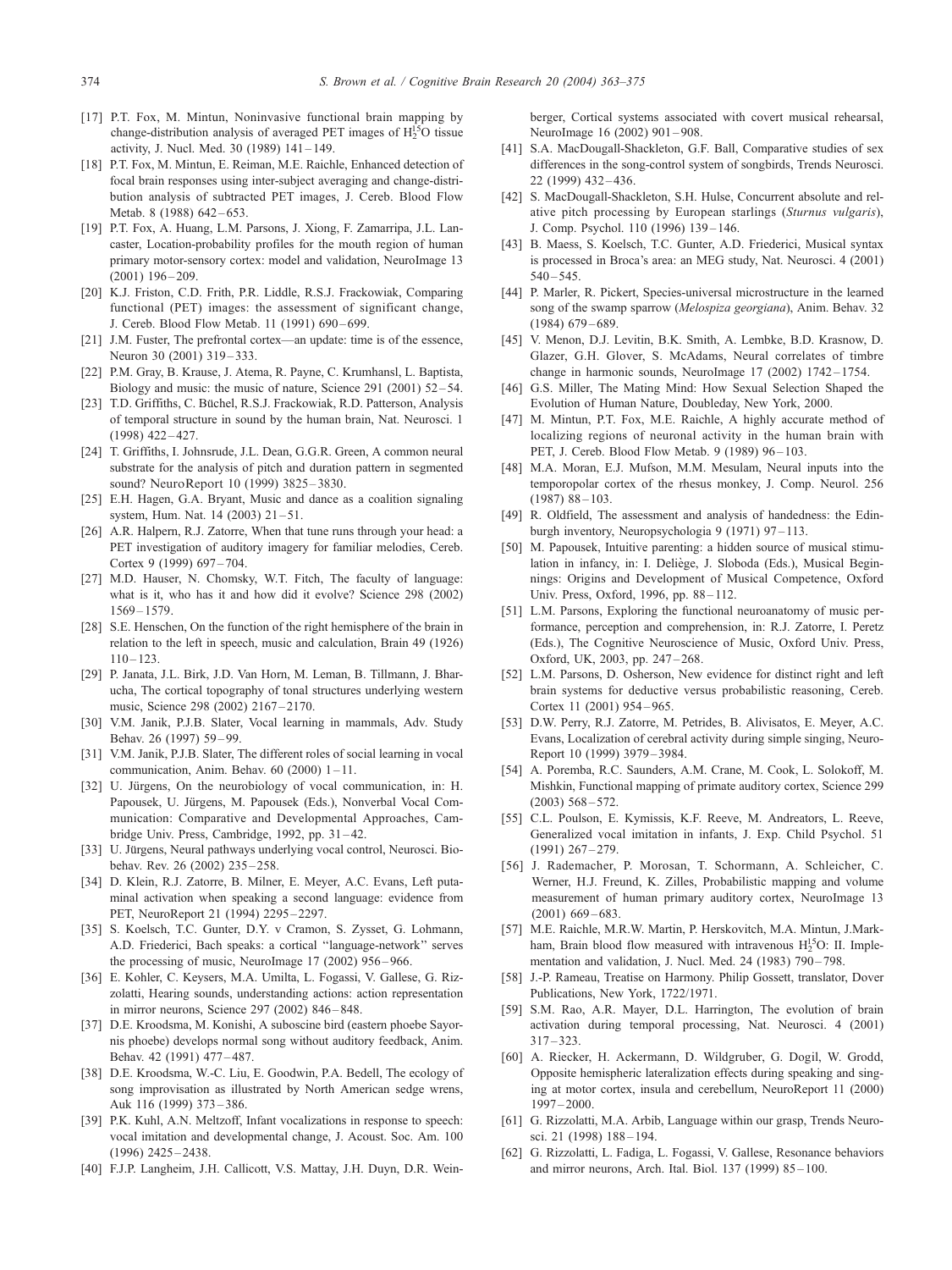- [17] P.T. Fox, M. Mintun, Noninvasive functional brain mapping by change-distribution analysis of averaged PET images of $H_2^{15}O$ tissue activity, J. Nucl. Med. 30 (1989) 141–149.
- [18] P.T. Fox, M. Mintun, E. Reiman, M.E. Raichle, Enhanced detection of focal brain responses using inter-subject averaging and change-distribution analysis of subtracted PET images, J. Cereb. Blood Flow Metab. 8 (1988) 642–653.
- [19] P.T. Fox, A. Huang, L.M. Parsons, J. Xiong, F. Zamarripa, J.L. Lancaster, Location-probability profiles for the mouth region of human primary motor-sensory cortex: model and validation, NeuroImage 13 (2001) 196–209.
- [20] K.J. Friston, C.D. Frith, P.R. Liddle, R.S.J. Frackowiak, Comparing functional (PET) images: the assessment of significant change, J. Cereb. Blood Flow Metab. 11 (1991) 690–699.
- [21] J.M. Fuster, The prefrontal cortex—an update: time is of the essence, Neuron 30 (2001) 319–333.
- [22] P.M. Gray, B. Krause, J. Atema, R. Payne, C. Krumhansl, L. Baptista, Biology and music: the music of nature, Science 291 (2001) 52–54.
- [23] T.D. Griffiths, C. Büchel, R.S.J. Frackowiak, R.D. Patterson, Analysis of temporal structure in sound by the human brain, Nat. Neurosci. 1 (1998) 422–427.
- [24] T. Griffiths, I. Johnsrude, J.L. Dean, G.G.R. Green, A common neural substrate for the analysis of pitch and duration pattern in segmented sound? NeuroReport 10 (1999) 3825–3830.
- [25] E.H. Hagen, G.A. Bryant, Music and dance as a coalition signaling system, Hum. Nat. 14 (2003) 21–51.
- [26] A.R. Halpern, R.J. Zatorre, When that tune runs through your head: a PET investigation of auditory imagery for familiar melodies, Cereb. Cortex 9 (1999) 697–704.
- [27] M.D. Hauser, N. Chomsky, W.T. Fitch, The faculty of language: what is it, who has it and how did it evolve? Science 298 (2002) 1569–1579.
- [28] S.E. Henschen, On the function of the right hemisphere of the brain in relation to the left in speech, music and calculation, Brain 49 (1926) 110–123.
- [29] P. Janata, J.L. Birk, J.D. Van Horn, M. Leman, B. Tillmann, J. Bharucha, The cortical topography of tonal structures underlying western music, Science 298 (2002) 2167–2170.
- [30] V.M. Janik, P.J.B. Slater, Vocal learning in mammals, Adv. Study Behav. 26 (1997) 59–99.
- [31] V.M. Janik, P.J.B. Slater, The different roles of social learning in vocal communication, Anim. Behav. 60 (2000) 1–11.
- [32] U. Jürgens, On the neurobiology of vocal communication, in: H. Papousek, U. Jürgens, M. Papousek (Eds.), Nonverbal Vocal Communication: Comparative and Developmental Approaches, Cambridge Univ. Press, Cambridge, 1992, pp. 31–42.
- [33] U. Jürgens, Neural pathways underlying vocal control, Neurosci. Biobehav. Rev. 26 (2002) 235–258.
- [34] D. Klein, R.J. Zatorre, B. Milner, E. Meyer, A.C. Evans, Left putaminal activation when speaking a second language: evidence from PET, NeuroReport 21 (1994) 2295–2297.
- [35] S. Koelsch, T.C. Gunter, D.Y. v Cramon, S. Zysset, G. Lohmann, A.D. Friederici, Bach speaks: a cortical "language-network" serves the processing of music, NeuroImage 17 (2002) 956–966.
- [36] E. Kohler, C. Keysers, M.A. Umilta, L. Fogassi, V. Gallese, G. Rizzolatti, Hearing sounds, understanding actions: action representation in mirror neurons, Science 297 (2002) 846–848.
- [37] D.E. Kroodsma, M. Konishi, A suboscine bird (eastern phoebe Sayornis phoebe) develops normal song without auditory feedback, Anim. Behav. 42 (1991) 477–487.
- [38] D.E. Kroodsma, W.-C. Liu, E. Goodwin, P.A. Bedell, The ecology of song improvisation as illustrated by North American sedge wrens, Auk 116 (1999) 373–386.
- [39] P.K. Kuhl, A.N. Meltzoff, Infant vocalizations in response to speech: vocal imitation and developmental change, J. Acoust. Soc. Am. 100 (1996) 2425–2438.
- [40] F.J.P. Langheim, J.H. Callicott, V.S. Mattay, J.H. Duyn, D.R. Weinberger, Cortical systems associated with covert musical rehearsal, NeuroImage 16 (2002) 901–908.
- [41] S.A. MacDougall-Shackleton, G.F. Ball, Comparative studies of sex differences in the song-control system of songbirds, Trends Neurosci. 22 (1999) 432–436.
- [42] S. MacDougall-Shackleton, S.H. Hulse, Concurrent absolute and relative pitch processing by European starlings (*Sturnus vulgaris*), J. Comp. Psychol. 110 (1996) 139–146.
- [43] B. Maess, S. Koelsch, T.C. Gunter, A.D. Friederici, Musical syntax is processed in Broca's area: an MEG study, Nat. Neurosci. 4 (2001) 540–545.
- [44] P. Marler, R. Pickert, Species-universal microstructure in the learned song of the swamp sparrow (*Melospiza georgiana*), Anim. Behav. 32 (1984) 679–689.
- [45] V. Menon, D.J. Levitin, B.K. Smith, A. Lembke, B.D. Krasnow, D. Glazer, G.H. Glover, S. McAdams, Neural correlates of timbre change in harmonic sounds, NeuroImage 17 (2002) 1742–1754.
- [46] G.S. Miller, The Mating Mind: How Sexual Selection Shaped the Evolution of Human Nature, Doubleday, New York, 2000.
- [47] M. Mintun, P.T. Fox, M.E. Raichle, A highly accurate method of localizing regions of neuronal activity in the human brain with PET, J. Cereb. Blood Flow Metab. 9 (1989) 96–103.
- [48] M.A. Moran, E.J. Mufson, M.M. Mesulam, Neural inputs into the temporopolar cortex of the rhesus monkey, J. Comp. Neurol. 256 (1987) 88–103.
- [49] R. Oldfield, The assessment and analysis of handedness: the Edinburgh inventory, Neuropsychologia 9 (1971) 97–113.
- [50] M. Papousek, Intuitive parenting: a hidden source of musical stimulation in infancy, in: I. Deliège, J. Sloboda (Eds.), Musical Beginnings: Origins and Development of Musical Competence, Oxford Univ. Press, Oxford, 1996, pp. 88–112.
- [51] L.M. Parsons, Exploring the functional neuroanatomy of music performance, perception and comprehension, in: R.J. Zatorre, I. Peretz (Eds.), The Cognitive Neuroscience of Music, Oxford Univ. Press, Oxford, UK, 2003, pp. 247–268.
- [52] L.M. Parsons, D. Osherson, New evidence for distinct right and left brain systems for deductive versus probabilistic reasoning, Cereb. Cortex 11 (2001) 954–965.
- [53] D.W. Perry, R.J. Zatorre, M. Petrides, B. Alivisatos, E. Meyer, A.C. Evans, Localization of cerebral activity during simple singing, NeuroReport 10 (1999) 3979–3984.
- [54] A. Poremba, R.C. Saunders, A.M. Crane, M. Cook, L. Solokoff, M. Mishkin, Functional mapping of primate auditory cortex, Science 299 (2003) 568–572.
- [55] C.L. Poulson, E. Kymissis, K.F. Reeve, M. Andreators, L. Reeve, Generalized vocal imitation in infants, J. Exp. Child Psychol. 51 (1991) 267–279.
- [56] J. Rademacher, P. Morosan, T. Schormann, A. Schleicher, C. Werner, H.J. Freund, K. Zilles, Probabilistic mapping and volume measurement of human primary auditory cortex, NeuroImage 13 (2001) 669–683.
- [57] M.E. Raichle, M.R.W. Martin, P. Herskovitch, M.A. Mintun, J.Markham, Brain blood flow measured with intravenous $H_2^{15}O$: II. Implementation and validation, J. Nucl. Med. 24 (1983) 790–798.
- [58] J.-P. Rameau, Treatise on Harmony. Philip Gossett, translator, Dover Publications, New York, 1722/1971.
- [59] S.M. Rao, A.R. Mayer, D.L. Harrington, The evolution of brain activation during temporal processing, Nat. Neurosci. 4 (2001) 317–323.
- [60] A. Riecker, H. Ackermann, D. Wildgruber, G. Dogil, W. Grodd, Opposite hemispheric lateralization effects during speaking and singing at motor cortex, insula and cerebellum, NeuroReport 11 (2000) 1997–2000.
- [61] G. Rizzolatti, M.A. Arbib, Language within our grasp, Trends Neurosci. 21 (1998) 188–194.
- [62] G. Rizzolatti, L. Fadiga, L. Fogassi, V. Gallese, Resonance behaviors and mirror neurons, Arch. Ital. Biol. 137 (1999) 85–100.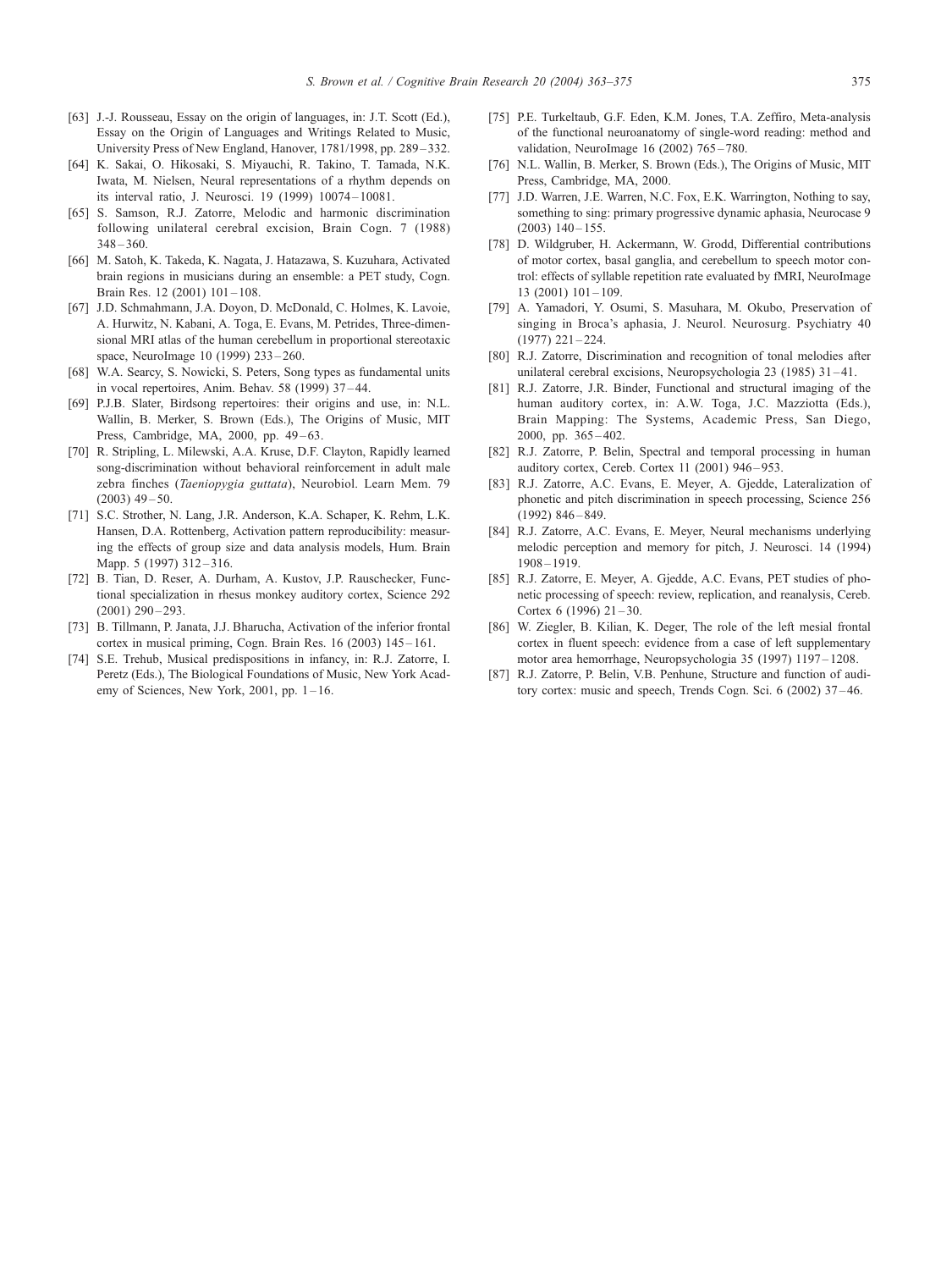[63] J.-J. Rousseau, Essay on the origin of languages, in: J.T. Scott (Ed.), Essay on the Origin of Languages and Writings Related to Music, University Press of New England, Hanover, 1781/1998, pp. 289–332.

[64] K. Sakai, O. Hikosaki, S. Miyauchi, R. Takino, T. Tamada, N.K. Iwata, M. Nielsen, Neural representations of a rhythm depends on its interval ratio, J. Neurosci. 19 (1999) 10074–10081.

[65] S. Samson, R.J. Zatorre, Melodic and harmonic discrimination following unilateral cerebral excision, Brain Cogn. 7 (1988) 348–360.

[66] M. Satoh, K. Takeda, K. Nagata, J. Hatazawa, S. Kuzuhara, Activated brain regions in musicians during an ensemble: a PET study, Cogn. Brain Res. 12 (2001) 101–108.

[67] J.D. Schmahmann, J.A. Doyon, D. McDonald, C. Holmes, K. Lavoie, A. Hurwitz, N. Kabani, A. Toga, E. Evans, M. Petrides, Three-dimensional MRI atlas of the human cerebellum in proportional stereotaxic space, NeuroImage 10 (1999) 233–260.

[68] W.A. Searcy, S. Nowicki, S. Peters, Song types as fundamental units in vocal repertoires, Anim. Behav. 58 (1999) 37–44.

[69] P.J.B. Slater, Birdsong repertoires: their origins and use, in: N.L. Wallin, B. Merker, S. Brown (Eds.), The Origins of Music, MIT Press, Cambridge, MA, 2000, pp. 49–63.

[70] R. Stripling, L. Milewski, A.A. Kruse, D.F. Clayton, Rapidly learned song-discrimination without behavioral reinforcement in adult male zebra finches (*Taeniopygia guttata*), Neurobiol. Learn Mem. 79 (2003) 49–50.

[71] S.C. Strother, N. Lang, J.R. Anderson, K.A. Schaper, K. Rehm, L.K. Hansen, D.A. Rottenberg, Activation pattern reproducibility: measuring the effects of group size and data analysis models, Hum. Brain Mapp. 5 (1997) 312–316.

[72] B. Tian, D. Reser, A. Durham, A. Kustov, J.P. Rauschecker, Functional specialization in rhesus monkey auditory cortex, Science 292 (2001) 290–293.

[73] B. Tillmann, P. Janata, J.J. Bharucha, Activation of the inferior frontal cortex in musical priming, Cogn. Brain Res. 16 (2003) 145–161.

[74] S.E. Trehub, Musical predispositions in infancy, in: R.J. Zatorre, I. Peretz (Eds.), The Biological Foundations of Music, New York Academy of Sciences, New York, 2001, pp. 1–16.

[75] P.E. Turkeltaub, G.F. Eden, K.M. Jones, T.A. Zeffiro, Meta-analysis of the functional neuroanatomy of single-word reading: method and validation, NeuroImage 16 (2002) 765–780.

[76] N.L. Wallin, B. Merker, S. Brown (Eds.), The Origins of Music, MIT Press, Cambridge, MA, 2000.

[77] J.D. Warren, J.E. Warren, N.C. Fox, E.K. Warrington, Nothing to say, something to sing: primary progressive dynamic aphasia, Neurocase 9 (2003) 140–155.

[78] D. Wildgruber, H. Ackermann, W. Grodd, Differential contributions of motor cortex, basal ganglia, and cerebellum to speech motor control: effects of syllable repetition rate evaluated by fMRI, NeuroImage 13 (2001) 101–109.

[79] A. Yamadori, Y. Osumi, S. Masuhara, M. Okubo, Preservation of singing in Broca's aphasia, J. Neurol. Neurosurg. Psychiatry 40 (1977) 221–224.

[80] R.J. Zatorre, Discrimination and recognition of tonal melodies after unilateral cerebral excisions, Neuropsychologia 23 (1985) 31–41.

[81] R.J. Zatorre, J.R. Binder, Functional and structural imaging of the human auditory cortex, in: A.W. Toga, J.C. Mazziotta (Eds.), Brain Mapping: The Systems, Academic Press, San Diego, 2000, pp. 365–402.

[82] R.J. Zatorre, P. Belin, Spectral and temporal processing in human auditory cortex, Cereb. Cortex 11 (2001) 946–953.

[83] R.J. Zatorre, A.C. Evans, E. Meyer, A. Gjedde, Lateralization of phonetic and pitch discrimination in speech processing, Science 256 (1992) 846–849.

[84] R.J. Zatorre, A.C. Evans, E. Meyer, Neural mechanisms underlying melodic perception and memory for pitch, J. Neurosci. 14 (1994) 1908–1919.

[85] R.J. Zatorre, E. Meyer, A. Gjedde, A.C. Evans, PET studies of phonetic processing of speech: review, replication, and reanalysis, Cereb. Cortex 6 (1996) 21–30.

[86] W. Ziegler, B. Kilian, K. Deger, The role of the left mesial frontal cortex in fluent speech: evidence from a case of left supplementary motor area hemorrhage, Neuropsychologia 35 (1997) 1197–1208.

[87] R.J. Zatorre, P. Belin, V.B. Penhune, Structure and function of auditory cortex: music and speech, Trends Cogn. Sci. 6 (2002) 37–46.